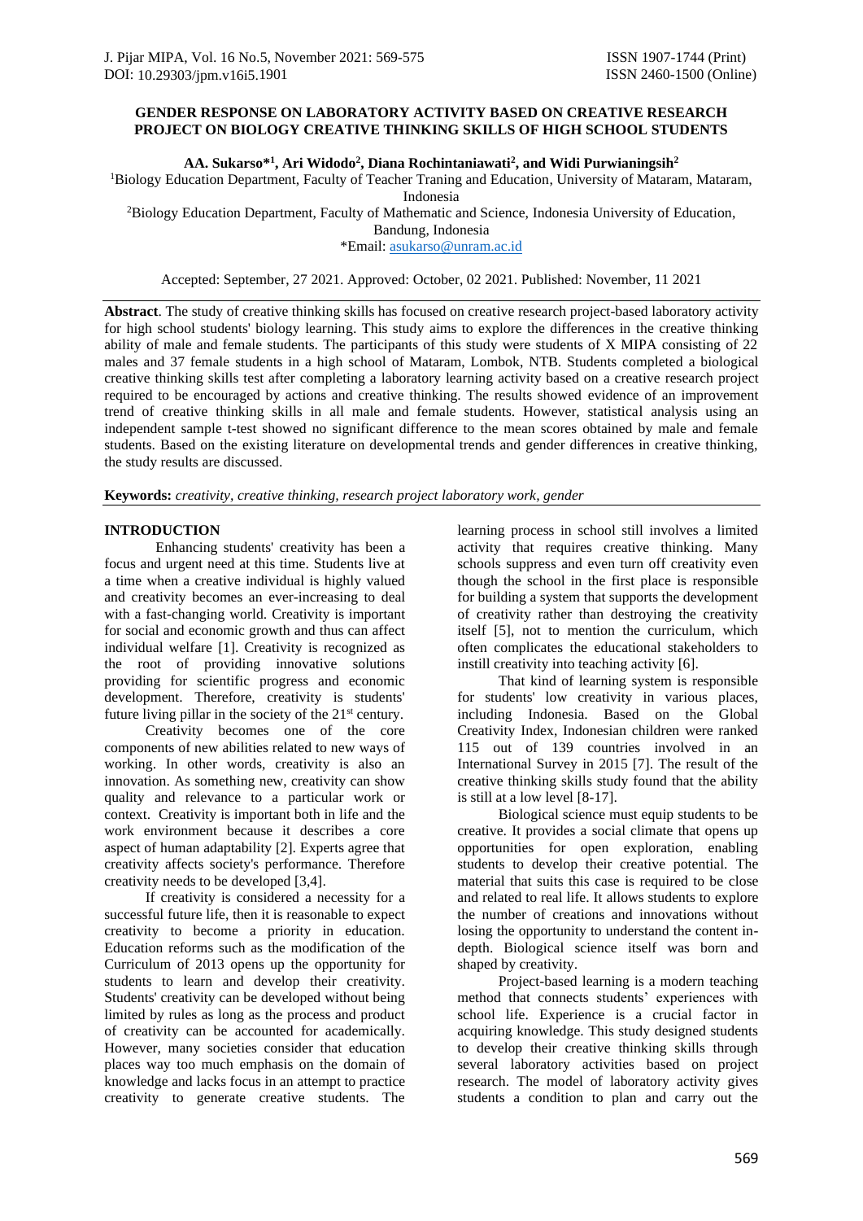# GENDER RESPONSE ON LABORATORY ACTIVITY BASED ON CREATIVE RESEARCH PROJECT ON BIOLOGY CREATIVE THINKING SKILLS OF HIGH SCHOOL STUDENTS

**AA. Sukarso*[1], Ari Widodo[2], Diana Rochintaniawati[2], and Widi Purwianingsih[2]**

[1]Biology Education Department, Faculty of Teacher Traning and Education, University of Mataram, Mataram, Indonesia

[2]Biology Education Department, Faculty of Mathematic and Science, Indonesia University of Education, Bandung, Indonesia

*Email: asukarso@unram.ac.id

Accepted: September, 27 2021. Approved: October, 02 2021. Published: November, 11 2021

**Abstract**. The study of creative thinking skills has focused on creative research project-based laboratory activity for high school students' biology learning. This study aims to explore the differences in the creative thinking ability of male and female students. The participants of this study were students of X MIPA consisting of 22 males and 37 female students in a high school of Mataram, Lombok, NTB. Students completed a biological creative thinking skills test after completing a laboratory learning activity based on a creative research project required to be encouraged by actions and creative thinking. The results showed evidence of an improvement trend of creative thinking skills in all male and female students. However, statistical analysis using an independent sample t-test showed no significant difference to the mean scores obtained by male and female students. Based on the existing literature on developmental trends and gender differences in creative thinking, the study results are discussed.

**Keywords:** *creativity, creative thinking, research project laboratory work, gender*

## INTRODUCTION

Enhancing students' creativity has been a focus and urgent need at this time. Students live at a time when a creative individual is highly valued and creativity becomes an ever-increasing to deal with a fast-changing world. Creativity is important for social and economic growth and thus can affect individual welfare [1]. Creativity is recognized as the root of providing innovative solutions providing for scientific progress and economic development. Therefore, creativity is students' future living pillar in the society of the 21st century.

Creativity becomes one of the core components of new abilities related to new ways of working. In other words, creativity is also an innovation. As something new, creativity can show quality and relevance to a particular work or context. Creativity is important both in life and the work environment because it describes a core aspect of human adaptability [2]. Experts agree that creativity affects society's performance. Therefore creativity needs to be developed [3,4].

If creativity is considered a necessity for a successful future life, then it is reasonable to expect creativity to become a priority in education. Education reforms such as the modification of the Curriculum of 2013 opens up the opportunity for students to learn and develop their creativity. Students' creativity can be developed without being limited by rules as long as the process and product of creativity can be accounted for academically. However, many societies consider that education places way too much emphasis on the domain of knowledge and lacks focus in an attempt to practice creativity to generate creative students. The learning process in school still involves a limited activity that requires creative thinking. Many schools suppress and even turn off creativity even though the school in the first place is responsible for building a system that supports the development of creativity rather than destroying the creativity itself [5], not to mention the curriculum, which often complicates the educational stakeholders to instill creativity into teaching activity [6].

That kind of learning system is responsible for students' low creativity in various places, including Indonesia. Based on the Global Creativity Index, Indonesian children were ranked 115 out of 139 countries involved in an International Survey in 2015 [7]. The result of the creative thinking skills study found that the ability is still at a low level [8-17].

Biological science must equip students to be creative. It provides a social climate that opens up opportunities for open exploration, enabling students to develop their creative potential. The material that suits this case is required to be close and related to real life. It allows students to explore the number of creations and innovations without losing the opportunity to understand the content in-depth. Biological science itself was born and shaped by creativity.

Project-based learning is a modern teaching method that connects students' experiences with school life. Experience is a crucial factor in acquiring knowledge. This study designed students to develop their creative thinking skills through several laboratory activities based on project research. The model of laboratory activity gives students a condition to plan and carry out the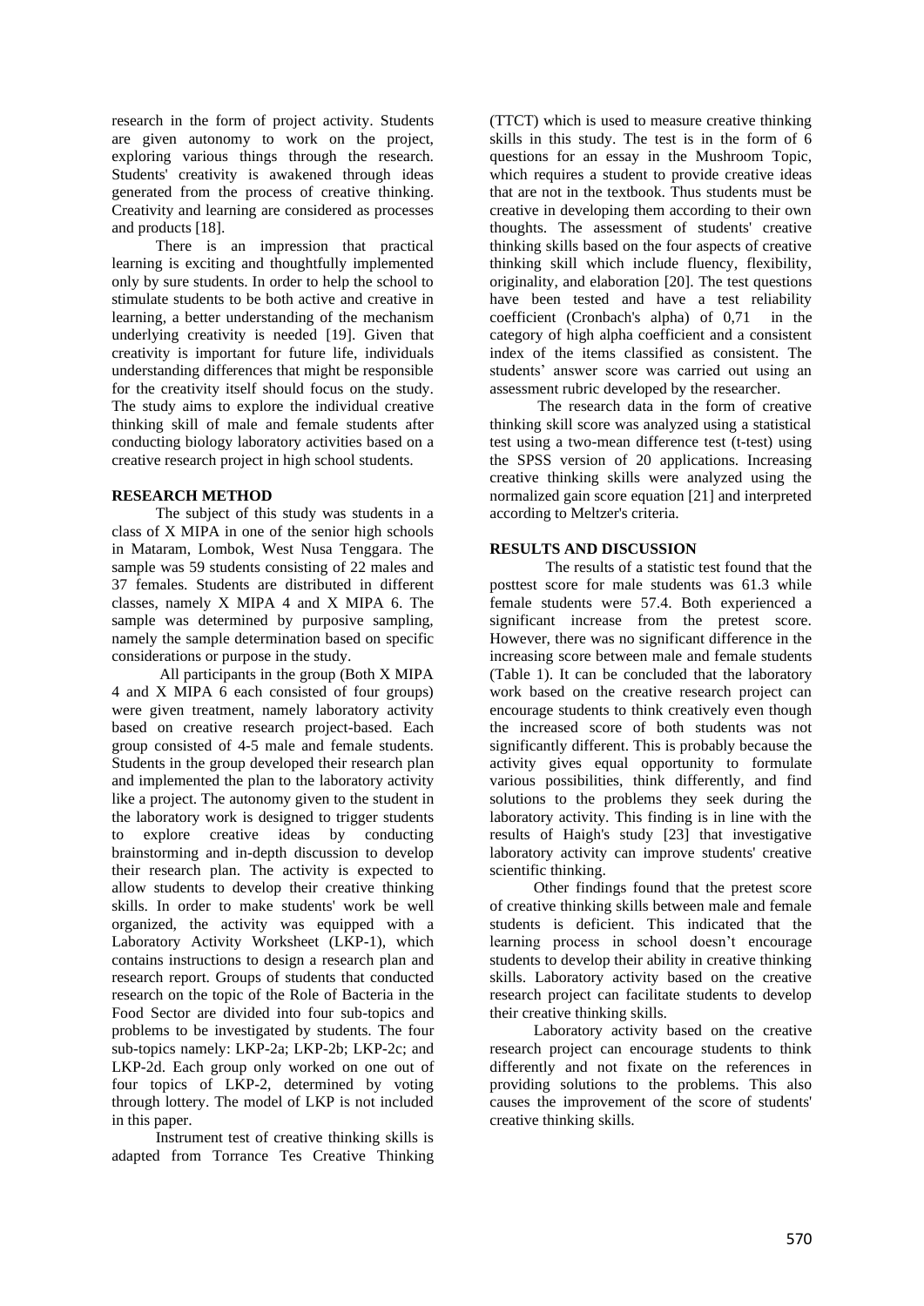research in the form of project activity. Students are given autonomy to work on the project, exploring various things through the research. Students' creativity is awakened through ideas generated from the process of creative thinking. Creativity and learning are considered as processes and products [18].

There is an impression that practical learning is exciting and thoughtfully implemented only by sure students. In order to help the school to stimulate students to be both active and creative in learning, a better understanding of the mechanism underlying creativity is needed [19]. Given that creativity is important for future life, individuals understanding differences that might be responsible for the creativity itself should focus on the study. The study aims to explore the individual creative thinking skill of male and female students after conducting biology laboratory activities based on a creative research project in high school students.

## RESEARCH METHOD

The subject of this study was students in a class of X MIPA in one of the senior high schools in Mataram, Lombok, West Nusa Tenggara. The sample was 59 students consisting of 22 males and 37 females. Students are distributed in different classes, namely X MIPA 4 and X MIPA 6. The sample was determined by purposive sampling, namely the sample determination based on specific considerations or purpose in the study.

All participants in the group (Both X MIPA 4 and X MIPA 6 each consisted of four groups) were given treatment, namely laboratory activity based on creative research project-based. Each group consisted of 4-5 male and female students. Students in the group developed their research plan and implemented the plan to the laboratory activity like a project. The autonomy given to the student in the laboratory work is designed to trigger students to explore creative ideas by conducting brainstorming and in-depth discussion to develop their research plan. The activity is expected to allow students to develop their creative thinking skills. In order to make students' work be well organized, the activity was equipped with a Laboratory Activity Worksheet (LKP-1), which contains instructions to design a research plan and research report. Groups of students that conducted research on the topic of the Role of Bacteria in the Food Sector are divided into four sub-topics and problems to be investigated by students. The four sub-topics namely: LKP-2a; LKP-2b; LKP-2c; and LKP-2d. Each group only worked on one out of four topics of LKP-2, determined by voting through lottery. The model of LKP is not included in this paper.

Instrument test of creative thinking skills is adapted from Torrance Tes Creative Thinking (TTCT) which is used to measure creative thinking skills in this study. The test is in the form of 6 questions for an essay in the Mushroom Topic, which requires a student to provide creative ideas that are not in the textbook. Thus students must be creative in developing them according to their own thoughts. The assessment of students' creative thinking skills based on the four aspects of creative thinking skill which include fluency, flexibility, originality, and elaboration [20]. The test questions have been tested and have a test reliability coefficient (Cronbach's alpha) of 0,71 in the category of high alpha coefficient and a consistent index of the items classified as consistent. The students' answer score was carried out using an assessment rubric developed by the researcher.

The research data in the form of creative thinking skill score was analyzed using a statistical test using a two-mean difference test (t-test) using the SPSS version of 20 applications. Increasing creative thinking skills were analyzed using the normalized gain score equation [21] and interpreted according to Meltzer's criteria.

## RESULTS AND DISCUSSION

The results of a statistic test found that the posttest score for male students was 61.3 while female students were 57.4. Both experienced a significant increase from the pretest score. However, there was no significant difference in the increasing score between male and female students (Table 1). It can be concluded that the laboratory work based on the creative research project can encourage students to think creatively even though the increased score of both students was not significantly different. This is probably because the activity gives equal opportunity to formulate various possibilities, think differently, and find solutions to the problems they seek during the laboratory activity. This finding is in line with the results of Haigh's study [23] that investigative laboratory activity can improve students' creative scientific thinking.

Other findings found that the pretest score of creative thinking skills between male and female students is deficient. This indicated that the learning process in school doesn't encourage students to develop their ability in creative thinking skills. Laboratory activity based on the creative research project can facilitate students to develop their creative thinking skills.

Laboratory activity based on the creative research project can encourage students to think differently and not fixate on the references in providing solutions to the problems. This also causes the improvement of the score of students' creative thinking skills.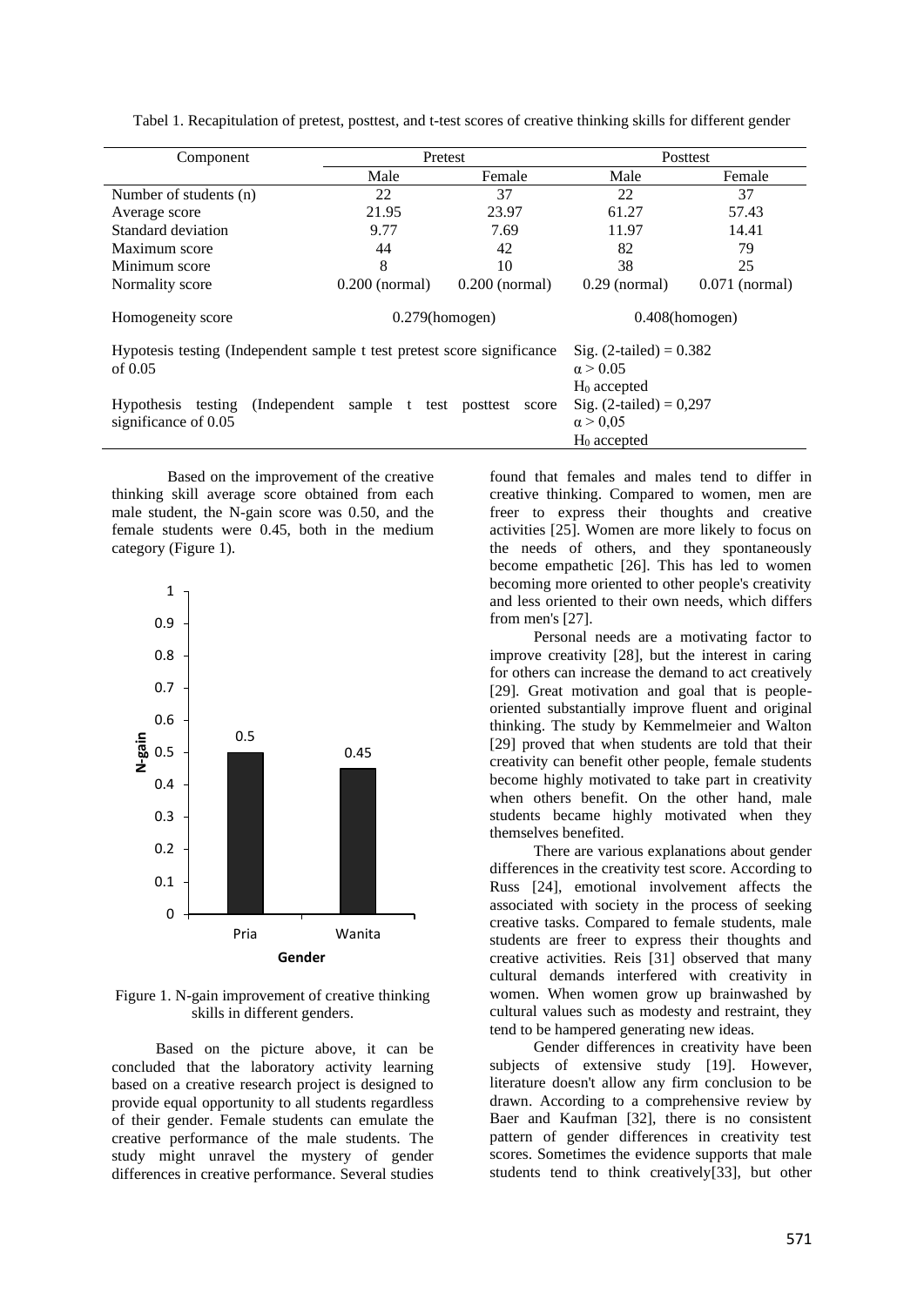Tabel 1. Recapitulation of pretest, posttest, and t-test scores of creative thinking skills for different gender

| Component | Pretest | | Posttest | |
|---|---|---|---|---|
| | Male | Female | Male | Female |
| Number of students (n) | 22 | 37 | 22 | 37 |
| Average score | 21.95 | 23.97 | 61.27 | 57.43 |
| Standard deviation | 9.77 | 7.69 | 11.97 | 14.41 |
| Maximum score | 44 | 42 | 82 | 79 |
| Minimum score | 8 | 10 | 38 | 25 |
| Normality score | 0.200 (normal) | 0.200 (normal) | 0.29 (normal) | 0.071 (normal) |
| Homogeneity score | 0.279(homogen) | | 0.408(homogen) | |
| Hypotesis testing (Independent sample t test pretest score significance of 0.05 | | | Sig. (2-tailed) = 0.382<br>$\alpha > 0.05$<br>$H_0$ accepted | |
| Hypothesis testing (Independent sample t test posttest score significance of 0.05 | | | Sig. (2-tailed) = 0,297<br>$\alpha > 0,05$<br>$H_0$ accepted | |

Based on the improvement of the creative thinking skill average score obtained from each male student, the N-gain score was 0.50, and the female students were 0.45, both in the medium category (Figure 1).

Figure 1. N-gain improvement of creative thinking skills in different genders.

Based on the picture above, it can be concluded that the laboratory activity learning based on a creative research project is designed to provide equal opportunity to all students regardless of their gender. Female students can emulate the creative performance of the male students. The study might unravel the mystery of gender differences in creative performance. Several studies found that females and males tend to differ in creative thinking. Compared to women, men are freer to express their thoughts and creative activities [25]. Women are more likely to focus on the needs of others, and they spontaneously become empathetic [26]. This has led to women becoming more oriented to other people's creativity and less oriented to their own needs, which differs from men's [27].

Personal needs are a motivating factor to improve creativity [28], but the interest in caring for others can increase the demand to act creatively [29]. Great motivation and goal that is people-oriented substantially improve fluent and original thinking. The study by Kemmelmeier and Walton [29] proved that when students are told that their creativity can benefit other people, female students become highly motivated to take part in creativity when others benefit. On the other hand, male students became highly motivated when they themselves benefited.

There are various explanations about gender differences in the creativity test score. According to Russ [24], emotional involvement affects the associated with society in the process of seeking creative tasks. Compared to female students, male students are freer to express their thoughts and creative activities. Reis [31] observed that many cultural demands interfered with creativity in women. When women grow up brainwashed by cultural values such as modesty and restraint, they tend to be hampered generating new ideas.

Gender differences in creativity have been subjects of extensive study [19]. However, literature doesn't allow any firm conclusion to be drawn. According to a comprehensive review by Baer and Kaufman [32], there is no consistent pattern of gender differences in creativity test scores. Sometimes the evidence supports that male students tend to think creatively[33], but other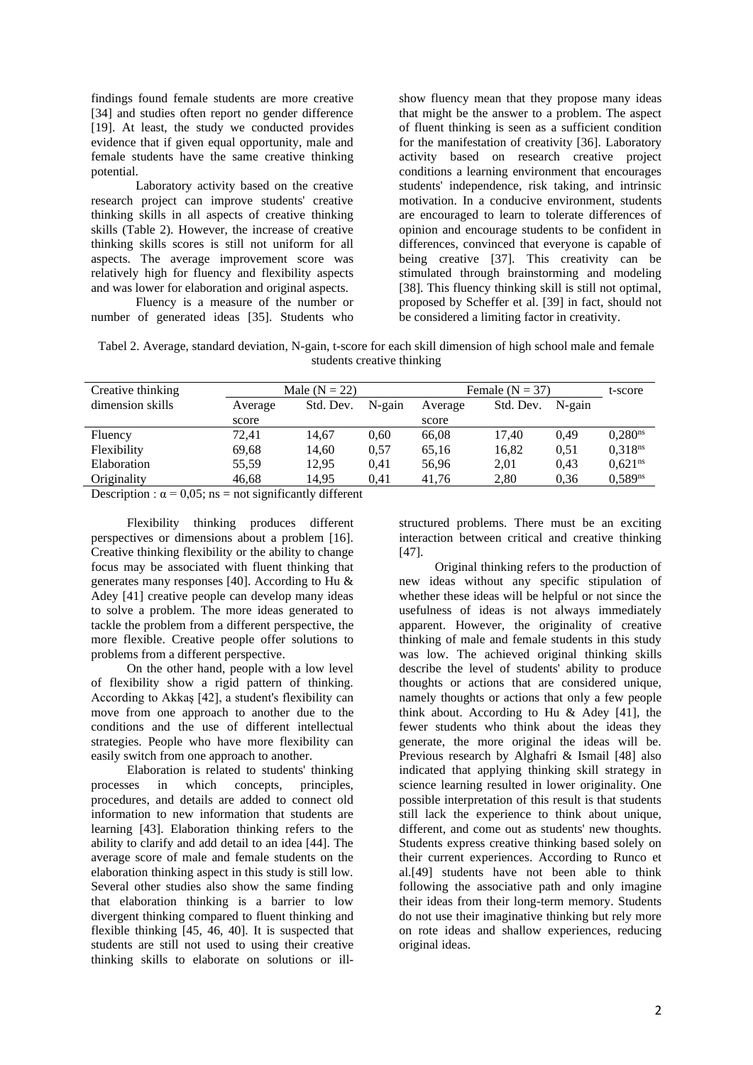findings found female students are more creative [34] and studies often report no gender difference [19]. At least, the study we conducted provides evidence that if given equal opportunity, male and female students have the same creative thinking potential.

Laboratory activity based on the creative research project can improve students' creative thinking skills in all aspects of creative thinking skills (Table 2). However, the increase of creative thinking skills scores is still not uniform for all aspects. The average improvement score was relatively high for fluency and flexibility aspects and was lower for elaboration and original aspects.

Fluency is a measure of the number or number of generated ideas [35]. Students who show fluency mean that they propose many ideas that might be the answer to a problem. The aspect of fluent thinking is seen as a sufficient condition for the manifestation of creativity [36]. Laboratory activity based on research creative project conditions a learning environment that encourages students' independence, risk taking, and intrinsic motivation. In a conducive environment, students are encouraged to learn to tolerate differences of opinion and encourage students to be confident in differences, convinced that everyone is capable of being creative [37]. This creativity can be stimulated through brainstorming and modeling [38]. This fluency thinking skill is still not optimal, proposed by Scheffer et al. [39] in fact, should not be considered a limiting factor in creativity.

Tabel 2. Average, standard deviation, N-gain, t-score for each skill dimension of high school male and female students creative thinking

| Creative thinking dimension skills | Male (N = 22) | | | Female (N = 37) | | | t-score |
|---|---|---|---|---|---|---|---|
| | Average score | Std. Dev. | N-gain | Average score | Std. Dev. | N-gain | |
| Fluency | 72,41 | 14,67 | 0,60 | 66,08 | 17,40 | 0,49 | $0{,}280^{ns}$ |
| Flexibility | 69,68 | 14,60 | 0,57 | 65,16 | 16,82 | 0,51 | $0{,}318^{ns}$ |
| Elaboration | 55,59 | 12,95 | 0,41 | 56,96 | 2,01 | 0,43 | $0{,}621^{ns}$ |
| Originality | 46,68 | 14,95 | 0,41 | 41,76 | 2,80 | 0,36 | $0{,}589^{ns}$ |

Description : $\alpha = 0{,}05$; ns = not significantly different

Flexibility thinking produces different perspectives or dimensions about a problem [16]. Creative thinking flexibility or the ability to change focus may be associated with fluent thinking that generates many responses [40]. According to Hu & Adey [41] creative people can develop many ideas to solve a problem. The more ideas generated to tackle the problem from a different perspective, the more flexible. Creative people offer solutions to problems from a different perspective.

On the other hand, people with a low level of flexibility show a rigid pattern of thinking. According to Akkaş [42], a student's flexibility can move from one approach to another due to the conditions and the use of different intellectual strategies. People who have more flexibility can easily switch from one approach to another.

Elaboration is related to students' thinking processes in which concepts, principles, procedures, and details are added to connect old information to new information that students are learning [43]. Elaboration thinking refers to the ability to clarify and add detail to an idea [44]. The average score of male and female students on the elaboration thinking aspect in this study is still low. Several other studies also show the same finding that elaboration thinking is a barrier to low divergent thinking compared to fluent thinking and flexible thinking [45, 46, 40]. It is suspected that students are still not used to using their creative thinking skills to elaborate on solutions or ill-structured problems. There must be an exciting interaction between critical and creative thinking [47].

Original thinking refers to the production of new ideas without any specific stipulation of whether these ideas will be helpful or not since the usefulness of ideas is not always immediately apparent. However, the originality of creative thinking of male and female students in this study was low. The achieved original thinking skills describe the level of students' ability to produce thoughts or actions that are considered unique, namely thoughts or actions that only a few people think about. According to Hu & Adey [41], the fewer students who think about the ideas they generate, the more original the ideas will be. Previous research by Alghafri & Ismail [48] also indicated that applying thinking skill strategy in science learning resulted in lower originality. One possible interpretation of this result is that students still lack the experience to think about unique, different, and come out as students' new thoughts. Students express creative thinking based solely on their current experiences. According to Runco et al.[49] students have not been able to think following the associative path and only imagine their ideas from their long-term memory. Students do not use their imaginative thinking but rely more on rote ideas and shallow experiences, reducing original ideas.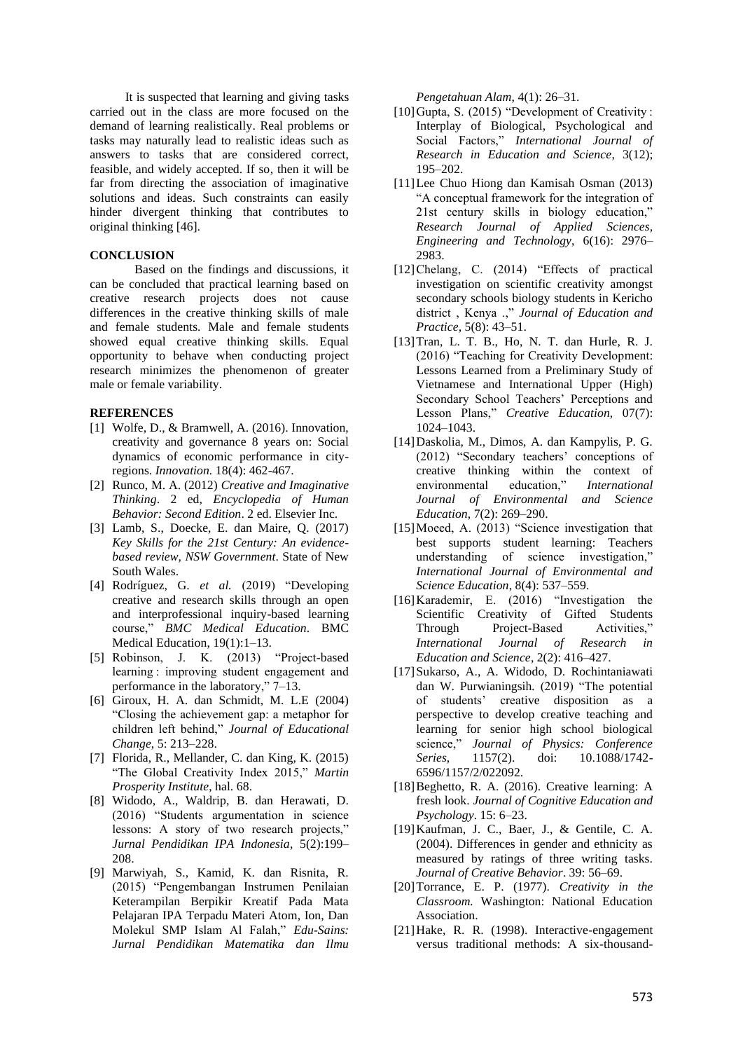It is suspected that learning and giving tasks carried out in the class are more focused on the demand of learning realistically. Real problems or tasks may naturally lead to realistic ideas such as answers to tasks that are considered correct, feasible, and widely accepted. If so, then it will be far from directing the association of imaginative solutions and ideas. Such constraints can easily hinder divergent thinking that contributes to original thinking [46].

## CONCLUSION

Based on the findings and discussions, it can be concluded that practical learning based on creative research projects does not cause differences in the creative thinking skills of male and female students. Male and female students showed equal creative thinking skills. Equal opportunity to behave when conducting project research minimizes the phenomenon of greater male or female variability.

## REFERENCES

[1] Wolfe, D., & Bramwell, A. (2016). Innovation, creativity and governance 8 years on: Social dynamics of economic performance in city-regions. *Innovation.* 18(4): 462-467.

[2] Runco, M. A. (2012) *Creative and Imaginative Thinking*. 2 ed, *Encyclopedia of Human Behavior: Second Edition*. 2 ed. Elsevier Inc.

[3] Lamb, S., Doecke, E. dan Maire, Q. (2017) *Key Skills for the 21st Century: An evidence-based review, NSW Government*. State of New South Wales.

[4] Rodríguez, G. *et al.* (2019) "Developing creative and research skills through an open and interprofessional inquiry-based learning course," *BMC Medical Education*. BMC Medical Education, 19(1):1–13.

[5] Robinson, J. K. (2013) "Project-based learning : improving student engagement and performance in the laboratory," 7–13.

[6] Giroux, H. A. dan Schmidt, M. L.E (2004) "Closing the achievement gap: a metaphor for children left behind," *Journal of Educational Change*, 5: 213–228.

[7] Florida, R., Mellander, C. dan King, K. (2015) "The Global Creativity Index 2015," *Martin Prosperity Institute*, hal. 68.

[8] Widodo, A., Waldrip, B. dan Herawati, D. (2016) "Students argumentation in science lessons: A story of two research projects," *Jurnal Pendidikan IPA Indonesia*, 5(2):199–208.

[9] Marwiyah, S., Kamid, K. dan Risnita, R. (2015) "Pengembangan Instrumen Penilaian Keterampilan Berpikir Kreatif Pada Mata Pelajaran IPA Terpadu Materi Atom, Ion, Dan Molekul SMP Islam Al Falah," *Edu-Sains: Jurnal Pendidikan Matematika dan Ilmu Pengetahuan Alam*, 4(1): 26–31.

[10] Gupta, S. (2015) "Development of Creativity : Interplay of Biological, Psychological and Social Factors," *International Journal of Research in Education and Science*, 3(12); 195–202.

[11] Lee Chuo Hiong dan Kamisah Osman (2013) "A conceptual framework for the integration of 21st century skills in biology education," *Research Journal of Applied Sciences, Engineering and Technology*, 6(16): 2976–2983.

[12] Chelang, C. (2014) "Effects of practical investigation on scientific creativity amongst secondary schools biology students in Kericho district , Kenya .," *Journal of Education and Practice*, 5(8): 43–51.

[13] Tran, L. T. B., Ho, N. T. dan Hurle, R. J. (2016) "Teaching for Creativity Development: Lessons Learned from a Preliminary Study of Vietnamese and International Upper (High) Secondary School Teachers' Perceptions and Lesson Plans," *Creative Education*, 07(7): 1024–1043.

[14] Daskolia, M., Dimos, A. dan Kampylis, P. G. (2012) "Secondary teachers' conceptions of creative thinking within the context of environmental education," *International Journal of Environmental and Science Education*, 7(2): 269–290.

[15] Moeed, A. (2013) "Science investigation that best supports student learning: Teachers understanding of science investigation," *International Journal of Environmental and Science Education*, 8(4): 537–559.

[16] Karademir, E. (2016) "Investigation the Scientific Creativity of Gifted Students Through Project-Based Activities," *International Journal of Research in Education and Science*, 2(2): 416–427.

[17] Sukarso, A., A. Widodo, D. Rochintaniawati dan W. Purwianingsih. (2019) "The potential of students' creative disposition as a perspective to develop creative teaching and learning for senior high school biological science," *Journal of Physics: Conference Series*, 1157(2). doi: 10.1088/1742-6596/1157/2/022092.

[18] Beghetto, R. A. (2016). Creative learning: A fresh look. *Journal of Cognitive Education and Psychology*. 15: 6–23.

[19] Kaufman, J. C., Baer, J., & Gentile, C. A. (2004). Differences in gender and ethnicity as measured by ratings of three writing tasks. *Journal of Creative Behavior*. 39: 56–69.

[20] Torrance, E. P. (1977). *Creativity in the Classroom.* Washington: National Education Association.

[21] Hake, R. R. (1998). Interactive-engagement versus traditional methods: A six-thousand-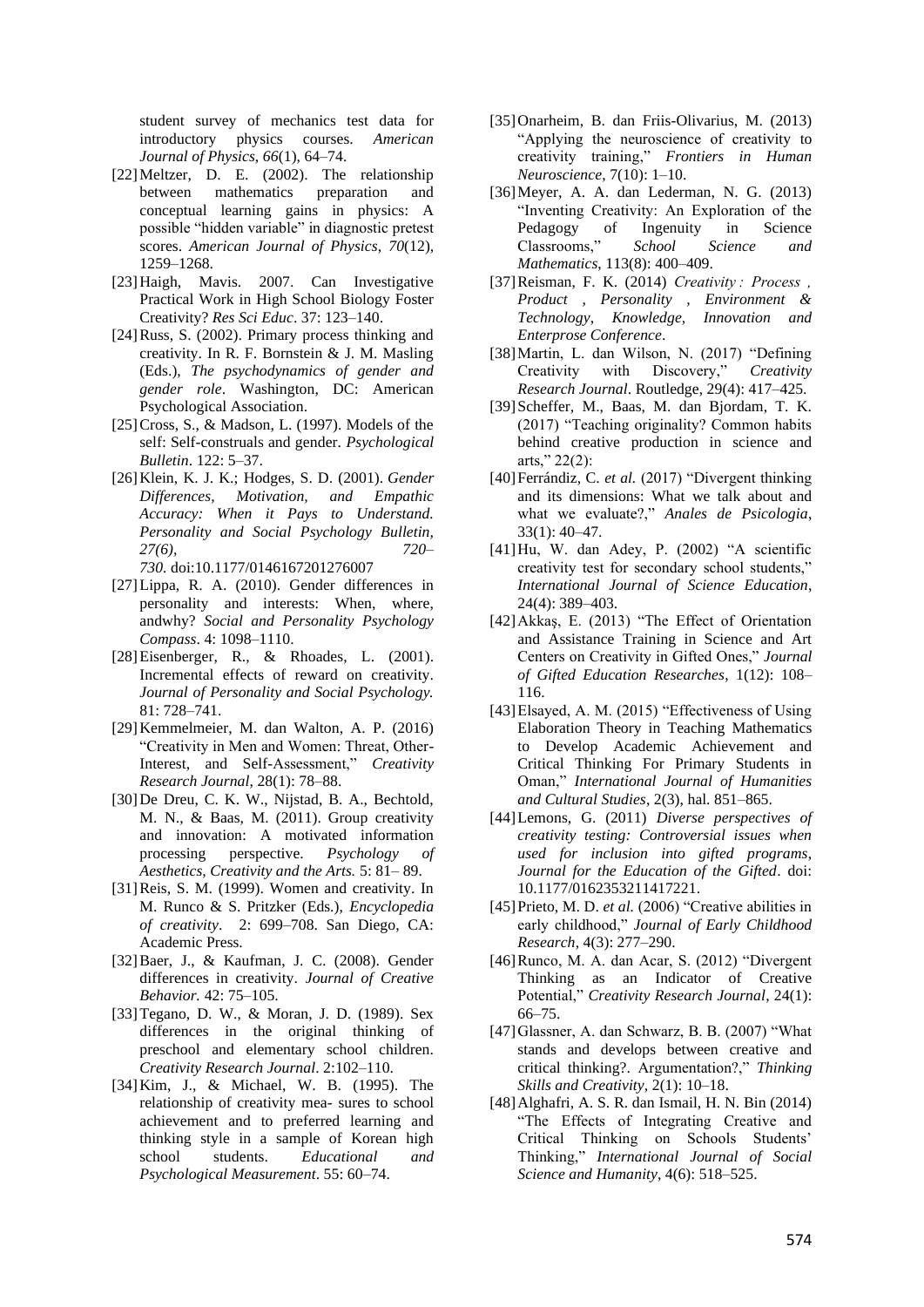student survey of mechanics test data for introductory physics courses. *American Journal of Physics*, *66*(1), 64–74.

[22] Meltzer, D. E. (2002). The relationship between mathematics preparation and conceptual learning gains in physics: A possible "hidden variable" in diagnostic pretest scores. *American Journal of Physics*, *70*(12), 1259–1268.

[23] Haigh, Mavis. 2007. Can Investigative Practical Work in High School Biology Foster Creativity? *Res Sci Educ*. 37: 123–140.

[24] Russ, S. (2002). Primary process thinking and creativity. In R. F. Bornstein & J. M. Masling (Eds.), *The psychodynamics of gender and gender role*. Washington, DC: American Psychological Association.

[25] Cross, S., & Madson, L. (1997). Models of the self: Self-construals and gender. *Psychological Bulletin*. 122: 5–37.

[26] Klein, K. J. K.; Hodges, S. D. (2001). *Gender Differences, Motivation, and Empathic Accuracy: When it Pays to Understand. Personality and Social Psychology Bulletin, 27(6), 720–730.* doi:10.1177/0146167201276007

[27] Lippa, R. A. (2010). Gender differences in personality and interests: When, where, andwhy? *Social and Personality Psychology Compass*. 4: 1098–1110.

[28] Eisenberger, R., & Rhoades, L. (2001). Incremental effects of reward on creativity. *Journal of Personality and Social Psychology.* 81: 728–741.

[29] Kemmelmeier, M. dan Walton, A. P. (2016) "Creativity in Men and Women: Threat, Other-Interest, and Self-Assessment," *Creativity Research Journal*, 28(1): 78–88.

[30] De Dreu, C. K. W., Nijstad, B. A., Bechtold, M. N., & Baas, M. (2011). Group creativity and innovation: A motivated information processing perspective. *Psychology of Aesthetics, Creativity and the Arts.* 5: 81– 89.

[31] Reis, S. M. (1999). Women and creativity. In M. Runco & S. Pritzker (Eds.), *Encyclopedia of creativity*. 2: 699–708. San Diego, CA: Academic Press.

[32] Baer, J., & Kaufman, J. C. (2008). Gender differences in creativity. *Journal of Creative Behavior.* 42: 75–105.

[33] Tegano, D. W., & Moran, J. D. (1989). Sex differences in the original thinking of preschool and elementary school children. *Creativity Research Journal*. 2:102–110.

[34] Kim, J., & Michael, W. B. (1995). The relationship of creativity mea- sures to school achievement and to preferred learning and thinking style in a sample of Korean high school students. *Educational and Psychological Measurement*. 55: 60–74.

[35] Onarheim, B. dan Friis-Olivarius, M. (2013) "Applying the neuroscience of creativity to creativity training," *Frontiers in Human Neuroscience*, 7(10): 1–10.

[36] Meyer, A. A. dan Lederman, N. G. (2013) "Inventing Creativity: An Exploration of the Pedagogy of Ingenuity in Science Classrooms," *School Science and Mathematics*, 113(8): 400–409.

[37] Reisman, F. K. (2014) *Creativity : Process , Product , Personality , Environment & Technology, Knowledge, Innovation and Enterprose Conference*.

[38] Martin, L. dan Wilson, N. (2017) "Defining Creativity with Discovery," *Creativity Research Journal*. Routledge, 29(4): 417–425.

[39] Scheffer, M., Baas, M. dan Bjordam, T. K. (2017) "Teaching originality? Common habits behind creative production in science and arts," 22(2):

[40] Ferrándiz, C. *et al.* (2017) "Divergent thinking and its dimensions: What we talk about and what we evaluate?," *Anales de Psicologia*, 33(1): 40–47.

[41] Hu, W. dan Adey, P. (2002) "A scientific creativity test for secondary school students," *International Journal of Science Education*, 24(4): 389–403.

[42] Akkaş, E. (2013) "The Effect of Orientation and Assistance Training in Science and Art Centers on Creativity in Gifted Ones," *Journal of Gifted Education Researches*, 1(12): 108–116.

[43] Elsayed, A. M. (2015) "Effectiveness of Using Elaboration Theory in Teaching Mathematics to Develop Academic Achievement and Critical Thinking For Primary Students in Oman," *International Journal of Humanities and Cultural Studies*, 2(3), hal. 851–865.

[44] Lemons, G. (2011) *Diverse perspectives of creativity testing: Controversial issues when used for inclusion into gifted programs*, *Journal for the Education of the Gifted*. doi: 10.1177/0162353211417221.

[45] Prieto, M. D. *et al.* (2006) "Creative abilities in early childhood," *Journal of Early Childhood Research*, 4(3): 277–290.

[46] Runco, M. A. dan Acar, S. (2012) "Divergent Thinking as an Indicator of Creative Potential," *Creativity Research Journal*, 24(1): 66–75.

[47] Glassner, A. dan Schwarz, B. B. (2007) "What stands and develops between creative and critical thinking?. Argumentation?," *Thinking Skills and Creativity*, 2(1): 10–18.

[48] Alghafri, A. S. R. dan Ismail, H. N. Bin (2014) "The Effects of Integrating Creative and Critical Thinking on Schools Students' Thinking," *International Journal of Social Science and Humanity*, 4(6): 518–525.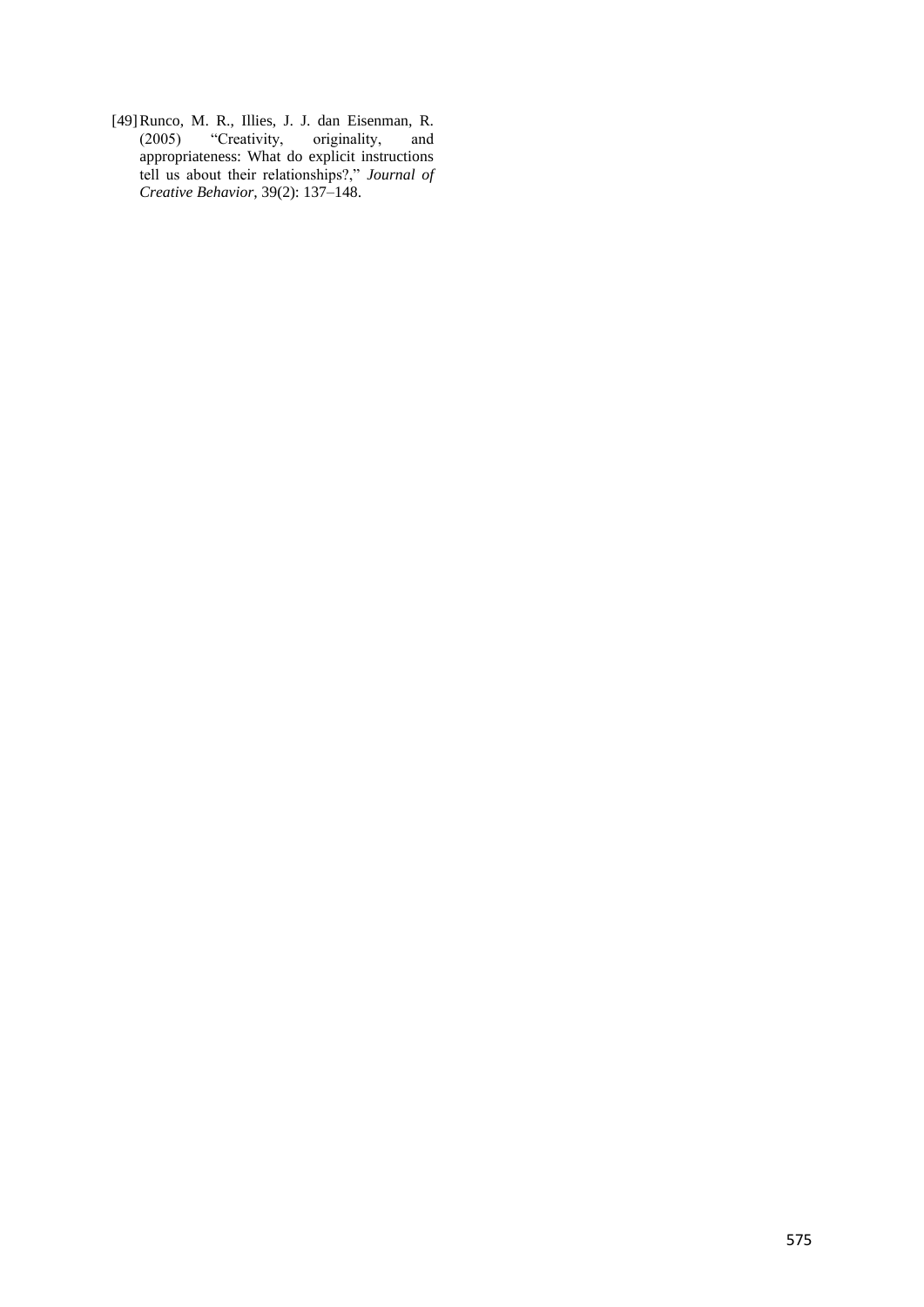[49] Runco, M. R., Illies, J. J. dan Eisenman, R. (2005) "Creativity, originality, and appropriateness: What do explicit instructions tell us about their relationships?," *Journal of Creative Behavior*, 39(2): 137–148.